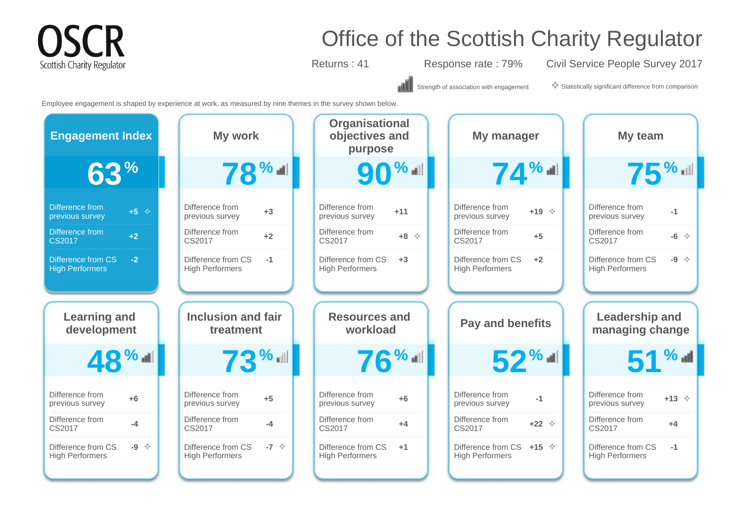# Office of the Scottish Charity Regulator

**OSCR** Scottish Charity Regulator

Returns : 41 | Response rate : 79% | Civil Service People Survey 2017

Strength of association with engagement | ✧ Statistically significant difference from comparison

Employee engagement is shaped by experience at work, as measured by nine themes in the survey shown below.

| Theme | Score | Difference from previous survey | Difference from CS2017 | Difference from CS High Performers |
|---|---|---|---|---|
| Engagement Index | 63% | +5 ✧ | +2 | -2 |
| My work | 78% | +3 | +2 | -1 |
| Organisational objectives and purpose | 90% | +11 | +8 ✧ | +3 |
| My manager | 74% | +19 ✧ | +5 | +2 |
| My team | 75% | -1 | -6 ✧ | -9 ✧ |
| Learning and development | 48% | +6 | -4 | -9 ✧ |
| Inclusion and fair treatment | 73% | +5 | -4 | -7 ✧ |
| Resources and workload | 76% | +6 | +4 | +1 |
| Pay and benefits | 52% | -1 | +22 ✧ | +15 ✧ |
| Leadership and managing change | 51% | +13 ✧ | +4 | -1 |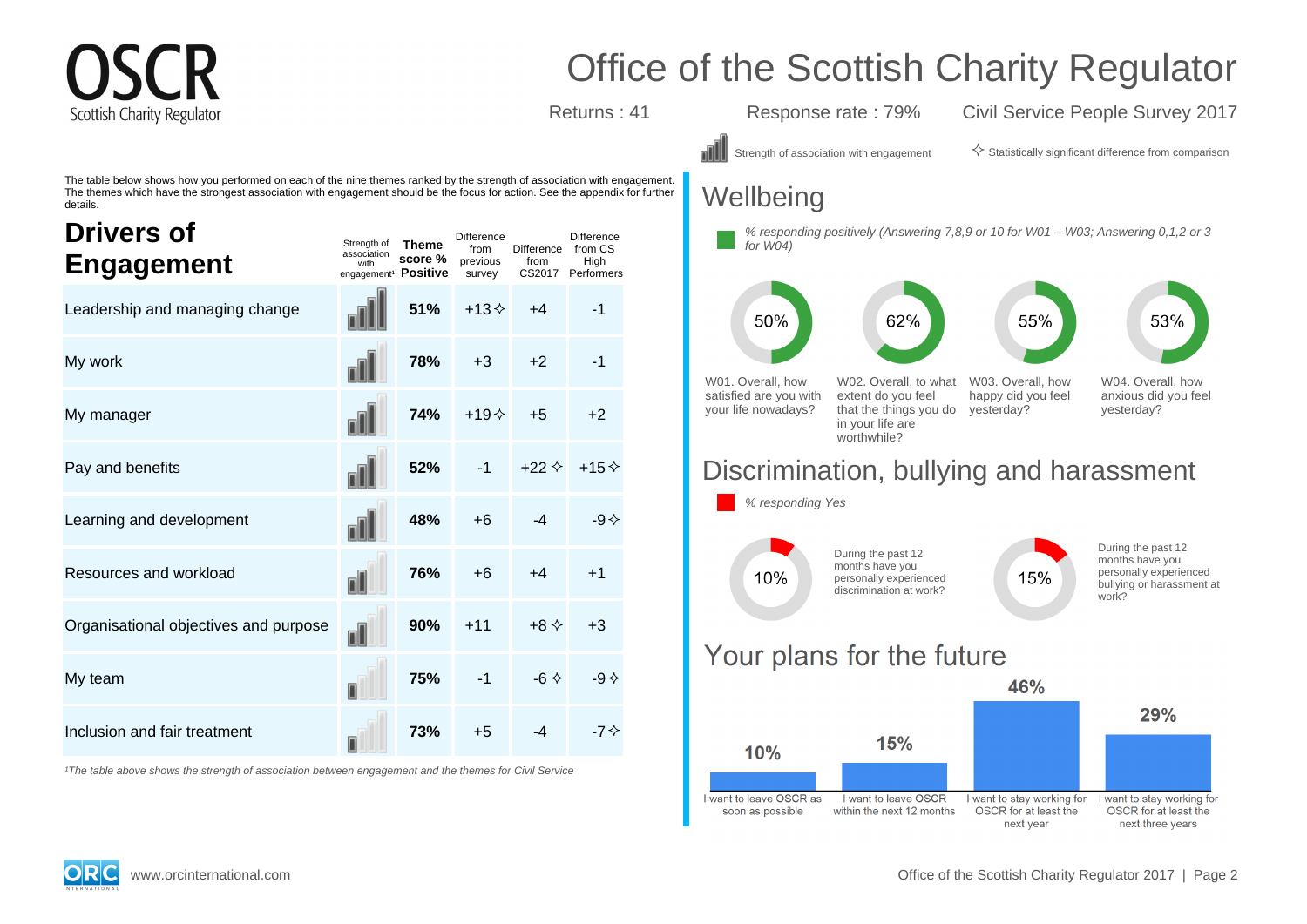# Office of the Scottish Charity Regulator

Returns : 41 | Response rate : 79% | Civil Service People Survey 2017

Strength of association with engagement | ✧ Statistically significant difference from comparison

The table below shows how you performed on each of the nine themes ranked by the strength of association with engagement. The themes which have the strongest association with engagement should be the focus for action. See the appendix for further details.

## Drivers of Engagement

| | Strength of association with engagement[1] | Theme score % Positive | Difference from previous survey | Difference from CS2017 | Difference from CS High Performers |
|---|---|---|---|---|---|
| Leadership and managing change | | 51% | +13 ✧ | +4 | -1 |
| My work | | 78% | +3 | +2 | -1 |
| My manager | | 74% | +19 ✧ | +5 | +2 |
| Pay and benefits | | 52% | -1 | +22 ✧ | +15 ✧ |
| Learning and development | | 48% | +6 | -4 | -9 ✧ |
| Resources and workload | | 76% | +6 | +4 | +1 |
| Organisational objectives and purpose | | 90% | +11 | +8 ✧ | +3 |
| My team | | 75% | -1 | -6 ✧ | -9 ✧ |
| Inclusion and fair treatment | | 73% | +5 | -4 | -7 ✧ |

*[1]The table above shows the strength of association between engagement and the themes for Civil Service*

## Wellbeing

*% responding positively (Answering 7,8,9 or 10 for W01 – W03; Answering 0,1,2 or 3 for W04)*

| Question | % |
|---|---|
| W01. Overall, how satisfied are you with your life nowadays? | 50% |
| W02. Overall, to what extent do you feel that the things you do in your life are worthwhile? | 62% |
| W03. Overall, how happy did you feel yesterday? | 55% |
| W04. Overall, how anxious did you feel yesterday? | 53% |

## Discrimination, bullying and harassment

*% responding Yes*

| Question | % |
|---|---|
| During the past 12 months have you personally experienced discrimination at work? | 10% |
| During the past 12 months have you personally experienced bullying or harassment at work? | 15% |

## Your plans for the future

| Plan | % |
|---|---|
| I want to leave OSCR as soon as possible | 10% |
| I want to leave OSCR within the next 12 months | 15% |
| I want to stay working for OSCR for at least the next year | 46% |
| I want to stay working for OSCR for at least the next three years | 29% |

www.orcinternational.com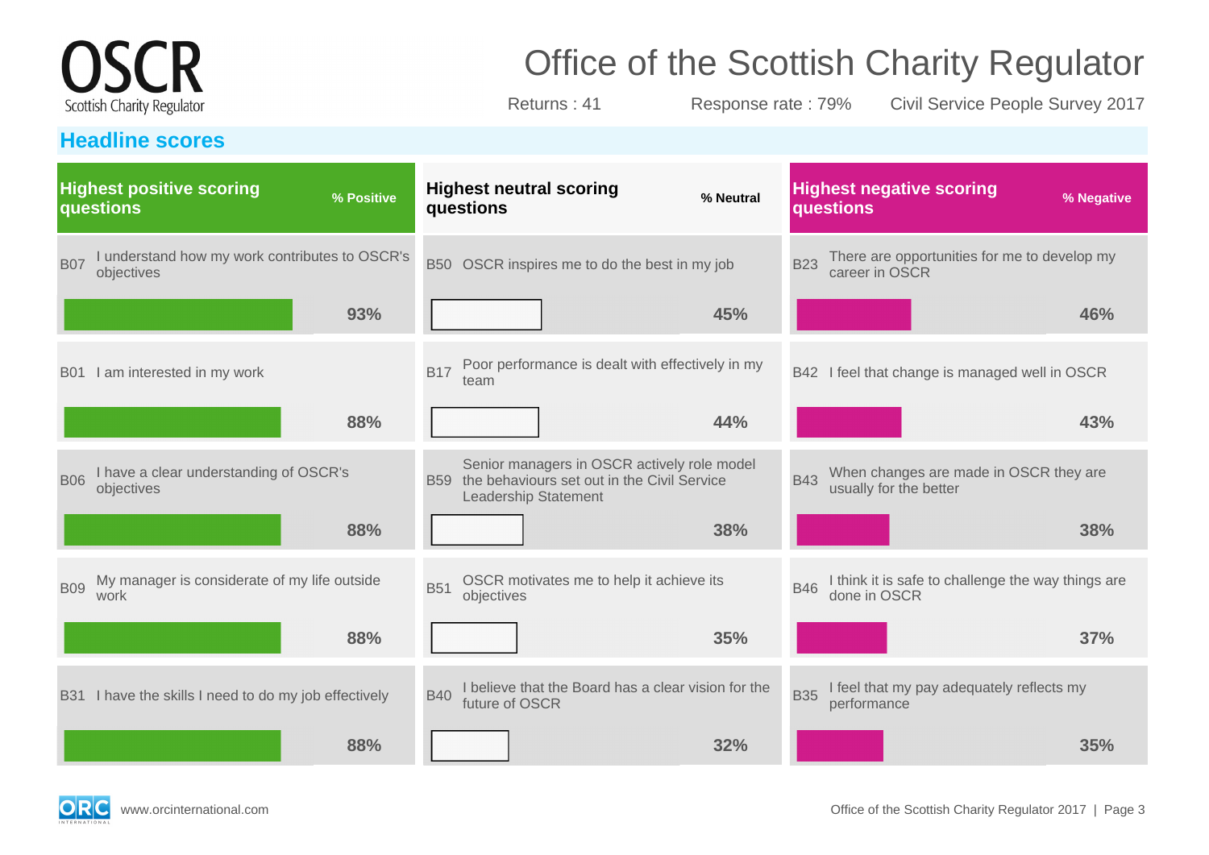# Office of the Scottish Charity Regulator

Returns : 41 Response rate : 79% Civil Service People Survey 2017

## Headline scores

### Highest positive scoring questions

| Code | Question | % Positive |
|---|---|---|
| B07 | I understand how my work contributes to OSCR's objectives | 93% |
| B01 | I am interested in my work | 88% |
| B06 | I have a clear understanding of OSCR's objectives | 88% |
| B09 | My manager is considerate of my life outside work | 88% |
| B31 | I have the skills I need to do my job effectively | 88% |

### Highest neutral scoring questions

| Code | Question | % Neutral |
|---|---|---|
| B50 | OSCR inspires me to do the best in my job | 45% |
| B17 | Poor performance is dealt with effectively in my team | 44% |
| B59 | Senior managers in OSCR actively role model the behaviours set out in the Civil Service Leadership Statement | 38% |
| B51 | OSCR motivates me to help it achieve its objectives | 35% |
| B40 | I believe that the Board has a clear vision for the future of OSCR | 32% |

### Highest negative scoring questions

| Code | Question | % Negative |
|---|---|---|
| B23 | There are opportunities for me to develop my career in OSCR | 46% |
| B42 | I feel that change is managed well in OSCR | 43% |
| B43 | When changes are made in OSCR they are usually for the better | 38% |
| B46 | I think it is safe to challenge the way things are done in OSCR | 37% |
| B35 | I feel that my pay adequately reflects my performance | 35% |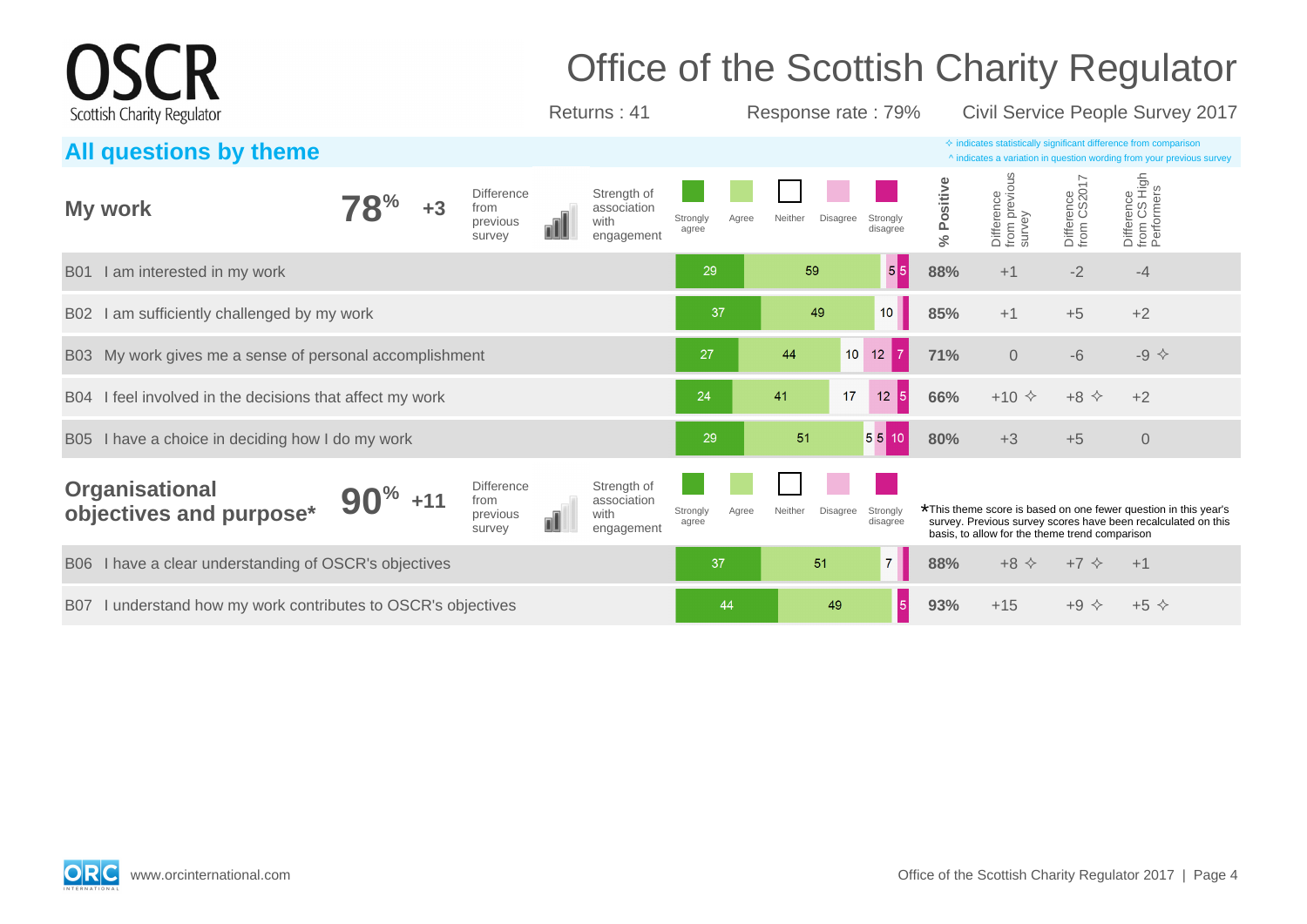# Office of the Scottish Charity Regulator

Returns : 41 | Response rate : 79% | Civil Service People Survey 2017

## All questions by theme

✧ indicates statistically significant difference from comparison
^ indicates a variation in question wording from your previous survey

### My work — 78% (+3 difference from previous survey)

| Question | Strongly agree | Agree | Neither | Disagree | Strongly disagree | % Positive | Difference from previous survey | Difference from CS2017 | Difference from CS High Performers |
|---|---|---|---|---|---|---|---|---|---|
| B01 I am interested in my work | 29 | 59 | | 5 | 5 | 88% | +1 | -2 | -4 |
| B02 I am sufficiently challenged by my work | 37 | 49 | 10 | | | 85% | +1 | +5 | +2 |
| B03 My work gives me a sense of personal accomplishment | 27 | 44 | 10 | 12 | 7 | 71% | 0 | -6 | -9 ✧ |
| B04 I feel involved in the decisions that affect my work | 24 | 41 | 17 | 12 | 5 | 66% | +10 ✧ | +8 ✧ | +2 |
| B05 I have a choice in deciding how I do my work | 29 | 51 | 5 | 5 | 10 | 80% | +3 | +5 | 0 |

### Organisational objectives and purpose* — 90% (+11 difference from previous survey)

*This theme score is based on one fewer question in this year's survey. Previous survey scores have been recalculated on this basis, to allow for the theme trend comparison

| Question | Strongly agree | Agree | Neither | Disagree | Strongly disagree | % Positive | Difference from previous survey | Difference from CS2017 | Difference from CS High Performers |
|---|---|---|---|---|---|---|---|---|---|
| B06 I have a clear understanding of OSCR's objectives | 37 | 51 | 7 | | | 88% | +8 ✧ | +7 ✧ | +1 |
| B07 I understand how my work contributes to OSCR's objectives | 44 | 49 | | | 5 | 93% | +15 | +9 ✧ | +5 ✧ |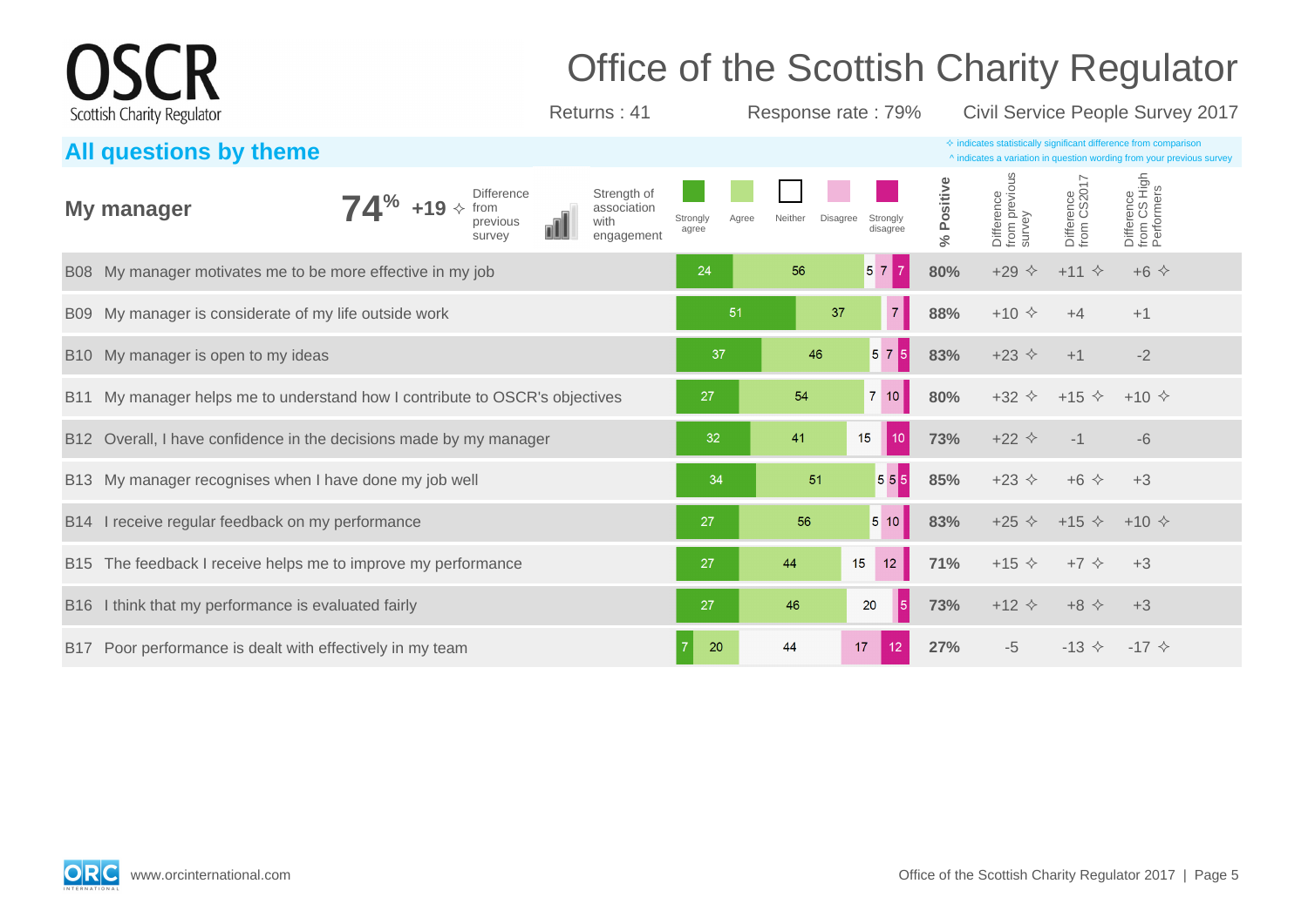# Office of the Scottish Charity Regulator

Returns : 41 | Response rate : 79% | Civil Service People Survey 2017

## All questions by theme

✧ indicates statistically significant difference from comparison
^ indicates a variation in question wording from your previous survey

### My manager

**74%** +19 ✧ Difference from previous survey

Strength of association with engagement

| Question | Strongly agree | Agree | Neither | Disagree | Strongly disagree | % Positive | Difference from previous survey | Difference from CS2017 | Difference from CS High Performers |
|---|---|---|---|---|---|---|---|---|---|
| B08 My manager motivates me to be more effective in my job | 24 | 56 | 5 | 7 | 7 | 80% | +29 ✧ | +11 ✧ | +6 ✧ |
| B09 My manager is considerate of my life outside work | 51 | 37 | | 7 | | 88% | +10 ✧ | +4 | +1 |
| B10 My manager is open to my ideas | 37 | 46 | 5 | 7 | 5 | 83% | +23 ✧ | +1 | -2 |
| B11 My manager helps me to understand how I contribute to OSCR's objectives | 27 | 54 | 7 | 10 | | 80% | +32 ✧ | +15 ✧ | +10 ✧ |
| B12 Overall, I have confidence in the decisions made by my manager | 32 | 41 | 15 | | 10 | 73% | +22 ✧ | -1 | -6 |
| B13 My manager recognises when I have done my job well | 34 | 51 | 5 | 5 | 5 | 85% | +23 ✧ | +6 ✧ | +3 |
| B14 I receive regular feedback on my performance | 27 | 56 | 5 | 10 | | 83% | +25 ✧ | +15 ✧ | +10 ✧ |
| B15 The feedback I receive helps me to improve my performance | 27 | 44 | 15 | 12 | | 71% | +15 ✧ | +7 ✧ | +3 |
| B16 I think that my performance is evaluated fairly | 27 | 46 | 20 | | 5 | 73% | +12 ✧ | +8 ✧ | +3 |
| B17 Poor performance is dealt with effectively in my team | 7 | 20 | 44 | 17 | 12 | 27% | -5 | -13 ✧ | -17 ✧ |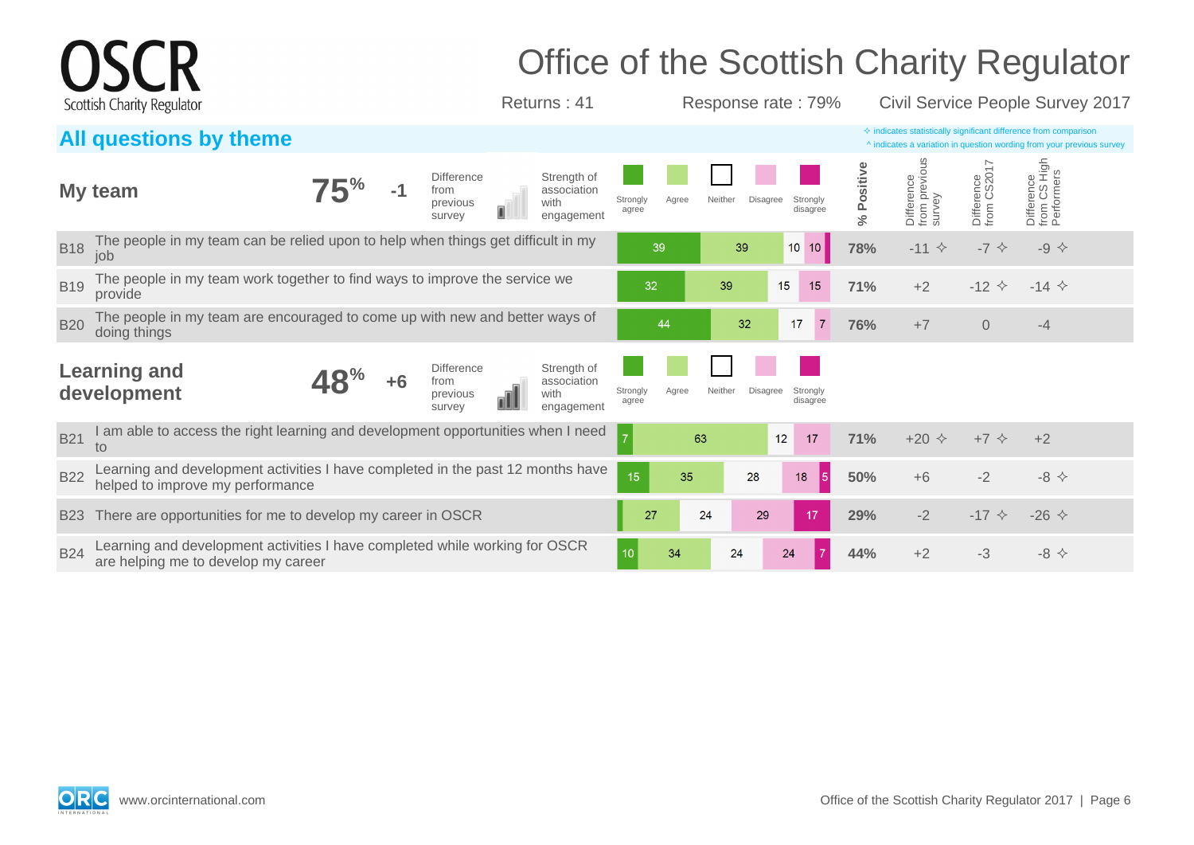# Office of the Scottish Charity Regulator

Returns : 41 | Response rate : 79% | Civil Service People Survey 2017

## All questions by theme

✧ indicates statistically significant difference from comparison
^ indicates a variation in question wording from your previous survey

### My team

**75%** | -1 Difference from previous survey | Strength of association with engagement

| | Question | Strongly agree | Agree | Neither | Disagree | Strongly disagree | % Positive | Difference from previous survey | Difference from CS2017 | Difference from CS High Performers |
|---|---|---|---|---|---|---|---|---|---|---|
| B18 | The people in my team can be relied upon to help when things get difficult in my job | 39 | 39 | 10 | 10 | | 78% | -11 ✧ | -7 ✧ | -9 ✧ |
| B19 | The people in my team work together to find ways to improve the service we provide | 32 | 39 | 15 | 15 | | 71% | +2 | -12 ✧ | -14 ✧ |
| B20 | The people in my team are encouraged to come up with new and better ways of doing things | 44 | 32 | 17 | 7 | | 76% | +7 | 0 | -4 |

### Learning and development

**48%** | +6 Difference from previous survey | Strength of association with engagement

| | Question | Strongly agree | Agree | Neither | Disagree | Strongly disagree | % Positive | Difference from previous survey | Difference from CS2017 | Difference from CS High Performers |
|---|---|---|---|---|---|---|---|---|---|---|
| B21 | I am able to access the right learning and development opportunities when I need to | 7 | 63 | 12 | 17 | | 71% | +20 ✧ | +7 ✧ | +2 |
| B22 | Learning and development activities I have completed in the past 12 months have helped to improve my performance | 15 | 35 | 28 | 18 | 5 | 50% | +6 | -2 | -8 ✧ |
| B23 | There are opportunities for me to develop my career in OSCR | | 27 | 24 | 29 | 17 | 29% | -2 | -17 ✧ | -26 ✧ |
| B24 | Learning and development activities I have completed while working for OSCR are helping me to develop my career | 10 | 34 | 24 | 24 | 7 | 44% | +2 | -3 | -8 ✧ |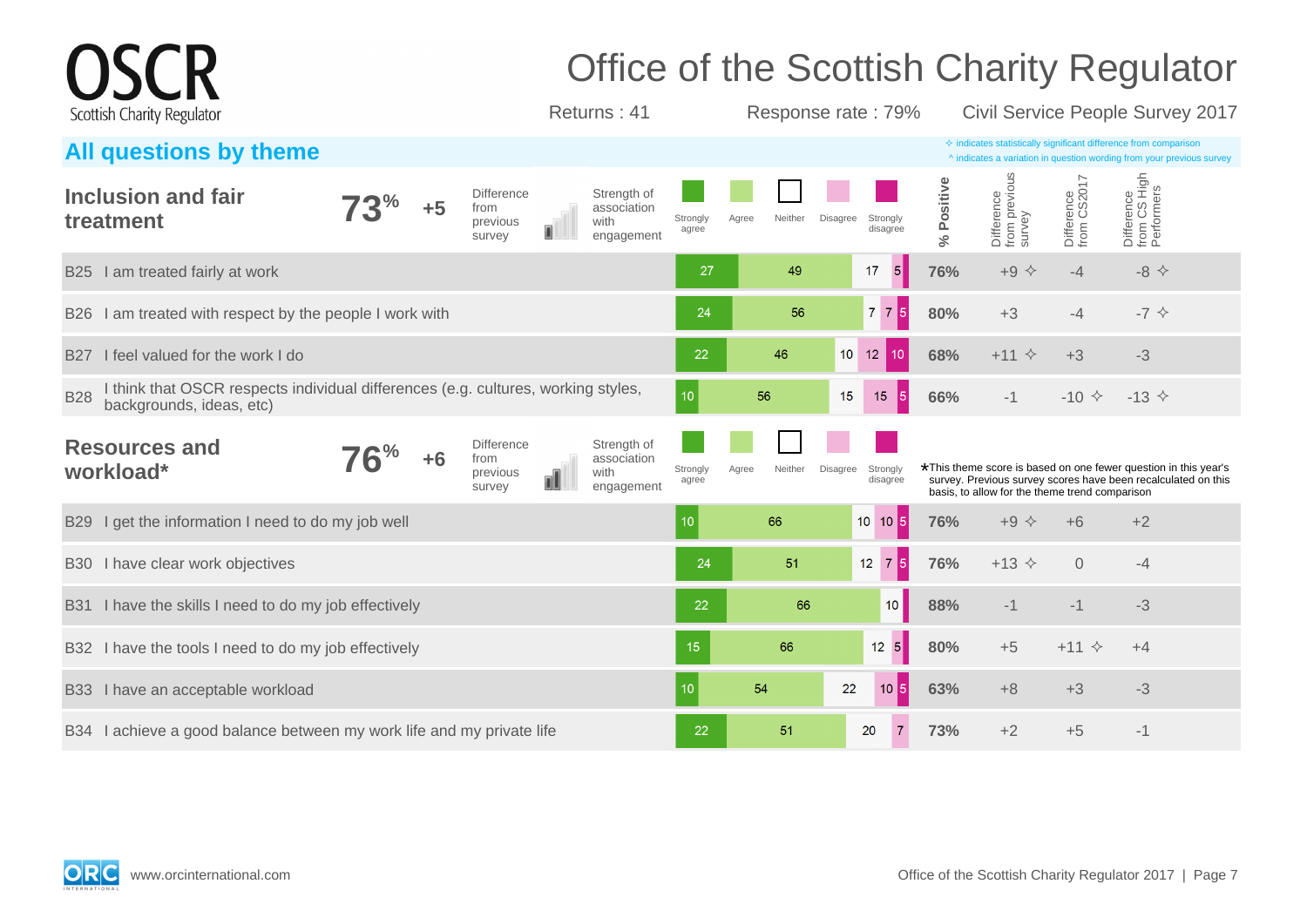# Office of the Scottish Charity Regulator

Returns : 41 | Response rate : 79% | Civil Service People Survey 2017

## All questions by theme

✧ indicates statistically significant difference from comparison
^ indicates a variation in question wording from your previous survey

### Inclusion and fair treatment

**73%** | **+5** Difference from previous survey | Strength of association with engagement

| | Question | Strongly agree | Agree | Neither | Disagree | Strongly disagree | % Positive | Difference from previous survey | Difference from CS2017 | Difference from CS High Performers |
|---|---|---|---|---|---|---|---|---|---|---|
| B25 | I am treated fairly at work | 27 | 49 | 17 | | 5 | 76% | +9 ✧ | -4 | -8 ✧ |
| B26 | I am treated with respect by the people I work with | 24 | 56 | 7 | 7 | 5 | 80% | +3 | -4 | -7 ✧ |
| B27 | I feel valued for the work I do | 22 | 46 | 10 | 12 | 10 | 68% | +11 ✧ | +3 | -3 |
| B28 | I think that OSCR respects individual differences (e.g. cultures, working styles, backgrounds, ideas, etc) | 10 | 56 | 15 | 15 | 5 | 66% | -1 | -10 ✧ | -13 ✧ |

### Resources and workload*

**76%** | **+6** Difference from previous survey | Strength of association with engagement

*This theme score is based on one fewer question in this year's survey. Previous survey scores have been recalculated on this basis, to allow for the theme trend comparison

| | Question | Strongly agree | Agree | Neither | Disagree | Strongly disagree | % Positive | Difference from previous survey | Difference from CS2017 | Difference from CS High Performers |
|---|---|---|---|---|---|---|---|---|---|---|
| B29 | I get the information I need to do my job well | 10 | 66 | 10 | 10 | 5 | 76% | +9 ✧ | +6 | +2 |
| B30 | I have clear work objectives | 24 | 51 | 12 | 7 | 5 | 76% | +13 ✧ | 0 | -4 |
| B31 | I have the skills I need to do my job effectively | 22 | 66 | 10 | | | 88% | -1 | -1 | -3 |
| B32 | I have the tools I need to do my job effectively | 15 | 66 | 12 | 5 | | 80% | +5 | +11 ✧ | +4 |
| B33 | I have an acceptable workload | 10 | 54 | 22 | 10 | 5 | 63% | +8 | +3 | -3 |
| B34 | I achieve a good balance between my work life and my private life | 22 | 51 | 20 | 7 | | 73% | +2 | +5 | -1 |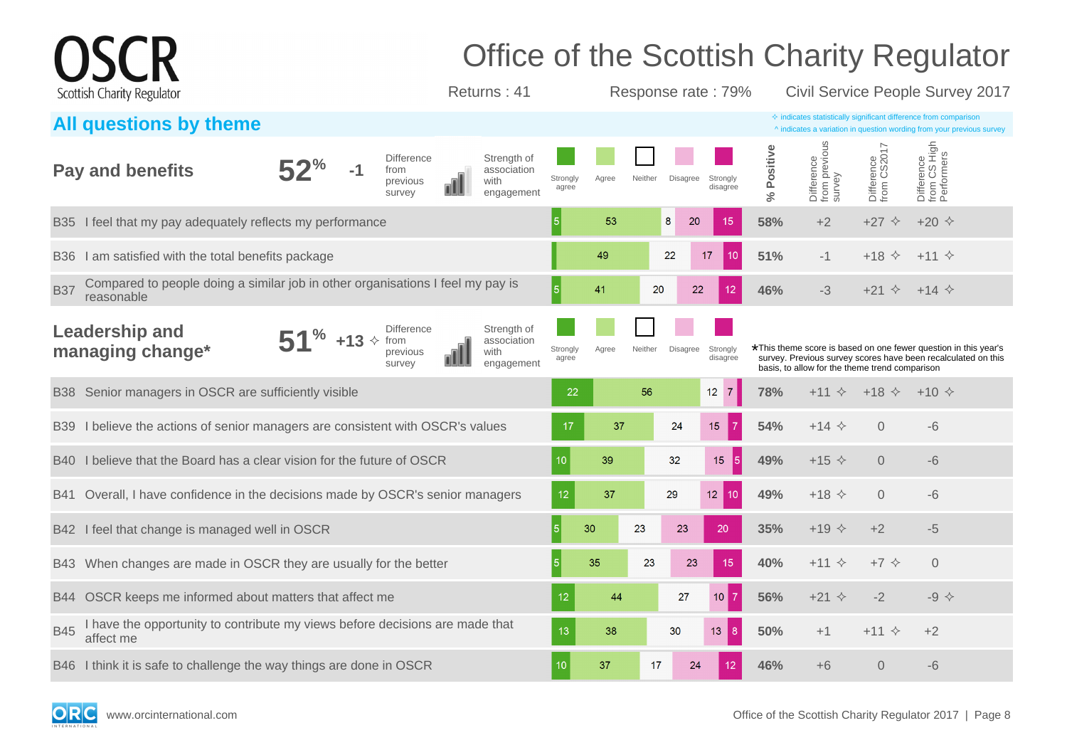# Office of the Scottish Charity Regulator

Returns : 41 | Response rate : 79% | Civil Service People Survey 2017

## All questions by theme

✧ indicates statistically significant difference from comparison
^ indicates a variation in question wording from your previous survey

### Pay and benefits

52% | -1 Difference from previous survey | Strength of association with engagement

| | Question | Strongly agree | Agree | Neither | Disagree | Strongly disagree | % Positive | Difference from previous survey | Difference from CS2017 | Difference from CS High Performers |
|---|---|---|---|---|---|---|---|---|---|---|
| B35 | I feel that my pay adequately reflects my performance | 5 | 53 | 8 | 20 | 15 | 58% | +2 | +27 ✧ | +20 ✧ |
| B36 | I am satisfied with the total benefits package | | 49 | 22 | 17 | 10 | 51% | -1 | +18 ✧ | +11 ✧ |
| B37 | Compared to people doing a similar job in other organisations I feel my pay is reasonable | 5 | 41 | 20 | 22 | 12 | 46% | -3 | +21 ✧ | +14 ✧ |

### Leadership and managing change*

51% | +13 ✧ Difference from previous survey | Strength of association with engagement

*This theme score is based on one fewer question in this year's survey. Previous survey scores have been recalculated on this basis, to allow for the theme trend comparison

| | Question | Strongly agree | Agree | Neither | Disagree | Strongly disagree | % Positive | Difference from previous survey | Difference from CS2017 | Difference from CS High Performers |
|---|---|---|---|---|---|---|---|---|---|---|
| B38 | Senior managers in OSCR are sufficiently visible | 22 | 56 | 12 | 7 | | 78% | +11 ✧ | +18 ✧ | +10 ✧ |
| B39 | I believe the actions of senior managers are consistent with OSCR's values | 17 | 37 | 24 | 15 | 7 | 54% | +14 ✧ | 0 | -6 |
| B40 | I believe that the Board has a clear vision for the future of OSCR | 10 | 39 | 32 | 15 | 5 | 49% | +15 ✧ | 0 | -6 |
| B41 | Overall, I have confidence in the decisions made by OSCR's senior managers | 12 | 37 | 29 | 12 | 10 | 49% | +18 ✧ | 0 | -6 |
| B42 | I feel that change is managed well in OSCR | 5 | 30 | 23 | 23 | 20 | 35% | +19 ✧ | +2 | -5 |
| B43 | When changes are made in OSCR they are usually for the better | 5 | 35 | 23 | 23 | 15 | 40% | +11 ✧ | +7 ✧ | 0 |
| B44 | OSCR keeps me informed about matters that affect me | 12 | 44 | 27 | 10 | 7 | 56% | +21 ✧ | -2 | -9 ✧ |
| B45 | I have the opportunity to contribute my views before decisions are made that affect me | 13 | 38 | 30 | 13 | 8 | 50% | +1 | +11 ✧ | +2 |
| B46 | I think it is safe to challenge the way things are done in OSCR | 10 | 37 | 17 | 24 | 12 | 46% | +6 | 0 | -6 |

www.orcinternational.com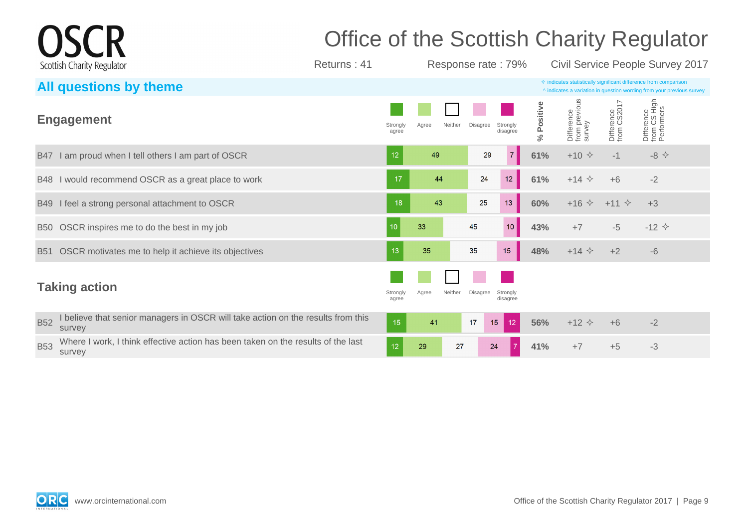# Office of the Scottish Charity Regulator

Returns : 41 | Response rate : 79% | Civil Service People Survey 2017

## All questions by theme

✧ indicates statistically significant difference from comparison
^ indicates a variation in question wording from your previous survey

### Engagement

| | Question | Strongly agree | Agree | Neither | Disagree | Strongly disagree | % Positive | Difference from previous survey | Difference from CS2017 | Difference from CS High Performers |
|---|---|---|---|---|---|---|---|---|---|---|
| B47 | I am proud when I tell others I am part of OSCR | 12 | 49 | 29 | 7 | | 61% | +10 ✧ | -1 | -8 ✧ |
| B48 | I would recommend OSCR as a great place to work | 17 | 44 | 24 | 12 | | 61% | +14 ✧ | +6 | -2 |
| B49 | I feel a strong personal attachment to OSCR | 18 | 43 | 25 | 13 | | 60% | +16 ✧ | +11 ✧ | +3 |
| B50 | OSCR inspires me to do the best in my job | 10 | 33 | 45 | 10 | | 43% | +7 | -5 | -12 ✧ |
| B51 | OSCR motivates me to help it achieve its objectives | 13 | 35 | 35 | 15 | | 48% | +14 ✧ | +2 | -6 |

### Taking action

| | Question | Strongly agree | Agree | Neither | Disagree | Strongly disagree | % Positive | Difference from previous survey | Difference from CS2017 | Difference from CS High Performers |
|---|---|---|---|---|---|---|---|---|---|---|
| B52 | I believe that senior managers in OSCR will take action on the results from this survey | 15 | 41 | 17 | 15 | 12 | 56% | +12 ✧ | +6 | -2 |
| B53 | Where I work, I think effective action has been taken on the results of the last survey | 12 | 29 | 27 | 24 | 7 | 41% | +7 | +5 | -3 |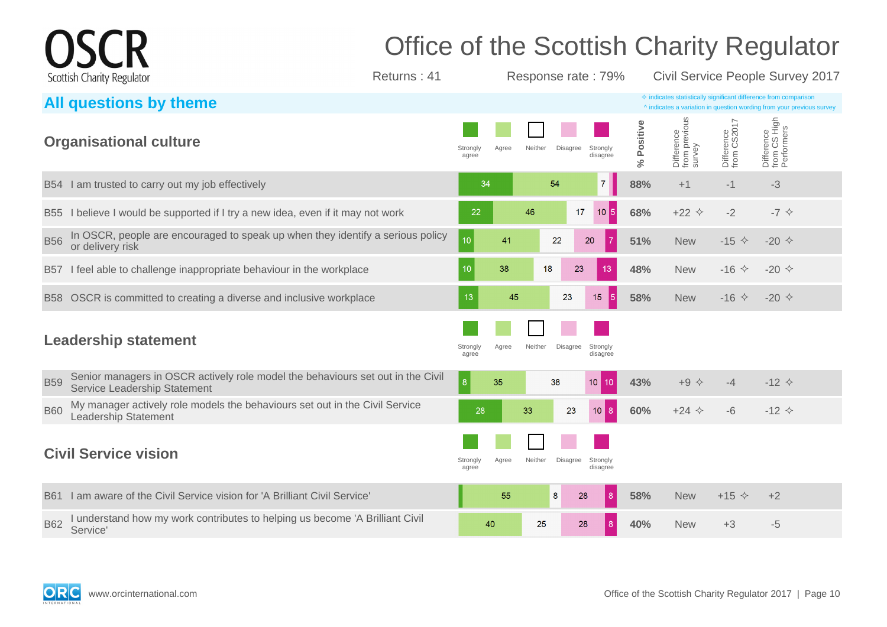# Office of the Scottish Charity Regulator

Returns : 41 | Response rate : 79% | Civil Service People Survey 2017

## All questions by theme

✧ indicates statistically significant difference from comparison
^ indicates a variation in question wording from your previous survey

### Organisational culture

| | Question | Strongly agree | Agree | Neither | Disagree | Strongly disagree | % Positive | Difference from previous survey | Difference from CS2017 | Difference from CS High Performers |
|---|---|---|---|---|---|---|---|---|---|---|
| B54 | I am trusted to carry out my job effectively | 34 | 54 | 7 | | | 88% | +1 | -1 | -3 |
| B55 | I believe I would be supported if I try a new idea, even if it may not work | 22 | 46 | 17 | 10 | 5 | 68% | +22 ✧ | -2 | -7 ✧ |
| B56 | In OSCR, people are encouraged to speak up when they identify a serious policy or delivery risk | 10 | 41 | 22 | 20 | 7 | 51% | New | -15 ✧ | -20 ✧ |
| B57 | I feel able to challenge inappropriate behaviour in the workplace | 10 | 38 | 18 | 23 | 13 | 48% | New | -16 ✧ | -20 ✧ |
| B58 | OSCR is committed to creating a diverse and inclusive workplace | 13 | 45 | 23 | 15 | 5 | 58% | New | -16 ✧ | -20 ✧ |

### Leadership statement

| | Question | Strongly agree | Agree | Neither | Disagree | Strongly disagree | % Positive | Difference from previous survey | Difference from CS2017 | Difference from CS High Performers |
|---|---|---|---|---|---|---|---|---|---|---|
| B59 | Senior managers in OSCR actively role model the behaviours set out in the Civil Service Leadership Statement | 8 | 35 | 38 | 10 | 10 | 43% | +9 ✧ | -4 | -12 ✧ |
| B60 | My manager actively role models the behaviours set out in the Civil Service Leadership Statement | 28 | 33 | 23 | 10 | 8 | 60% | +24 ✧ | -6 | -12 ✧ |

### Civil Service vision

| | Question | Strongly agree | Agree | Neither | Disagree | Strongly disagree | % Positive | Difference from previous survey | Difference from CS2017 | Difference from CS High Performers |
|---|---|---|---|---|---|---|---|---|---|---|
| B61 | I am aware of the Civil Service vision for 'A Brilliant Civil Service' | | 55 | 8 | 28 | 8 | 58% | New | +15 ✧ | +2 |
| B62 | I understand how my work contributes to helping us become 'A Brilliant Civil Service' | | 40 | 25 | 28 | 8 | 40% | New | +3 | -5 |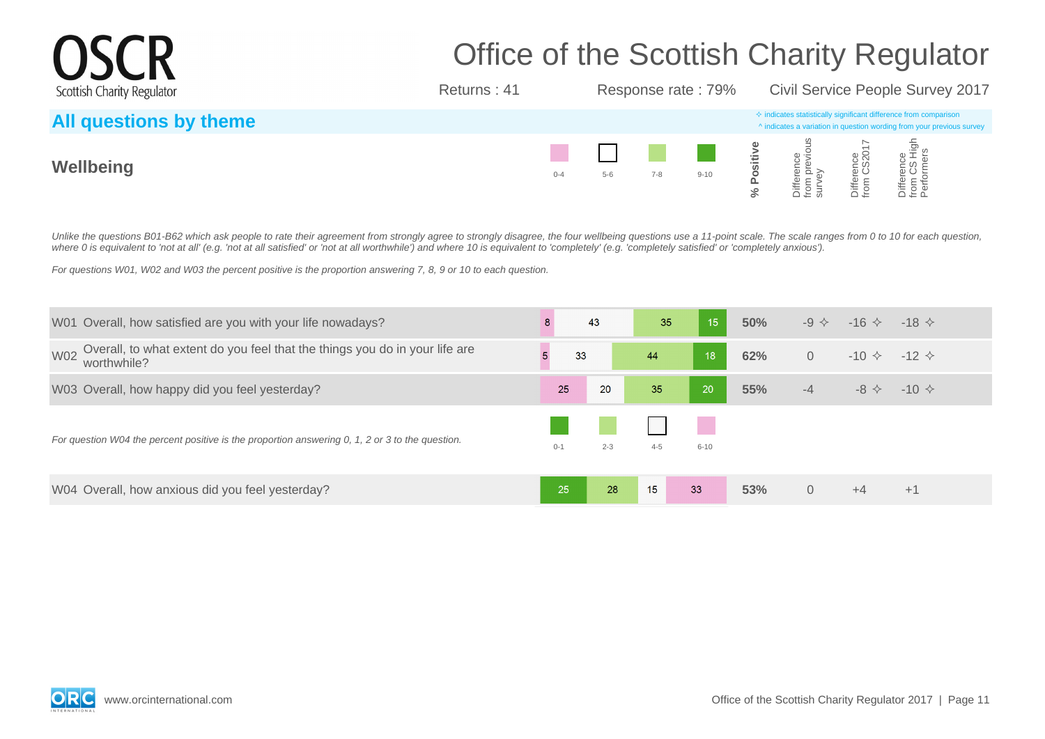# Office of the Scottish Charity Regulator

Returns : 41 | Response rate : 79% | Civil Service People Survey 2017

## All questions by theme

✧ indicates statistically significant difference from comparison
^ indicates a variation in question wording from your previous survey

### Wellbeing

*Unlike the questions B01-B62 which ask people to rate their agreement from strongly agree to strongly disagree, the four wellbeing questions use a 11-point scale. The scale ranges from 0 to 10 for each question, where 0 is equivalent to 'not at all' (e.g. 'not at all satisfied' or 'not at all worthwhile') and where 10 is equivalent to 'completely' (e.g. 'completely satisfied' or 'completely anxious').*

*For questions W01, W02 and W03 the percent positive is the proportion answering 7, 8, 9 or 10 to each question.*

| Question | 0-4 | 5-6 | 7-8 | 9-10 | % Positive | Difference from previous survey | Difference from CS2017 | Difference from CS High Performers |
|---|---|---|---|---|---|---|---|---|
| W01 Overall, how satisfied are you with your life nowadays? | 8 | 43 | 35 | 15 | 50% | -9 ✧ | -16 ✧ | -18 ✧ |
| W02 Overall, to what extent do you feel that the things you do in your life are worthwhile? | 5 | 33 | 44 | 18 | 62% | 0 | -10 ✧ | -12 ✧ |
| W03 Overall, how happy did you feel yesterday? | 25 | 20 | 35 | 20 | 55% | -4 | -8 ✧ | -10 ✧ |

*For question W04 the percent positive is the proportion answering 0, 1, 2 or 3 to the question.*

| Question | 0-1 | 2-3 | 4-5 | 6-10 | % Positive | Difference from previous survey | Difference from CS2017 | Difference from CS High Performers |
|---|---|---|---|---|---|---|---|---|
| W04 Overall, how anxious did you feel yesterday? | 25 | 28 | 15 | 33 | 53% | 0 | +4 | +1 |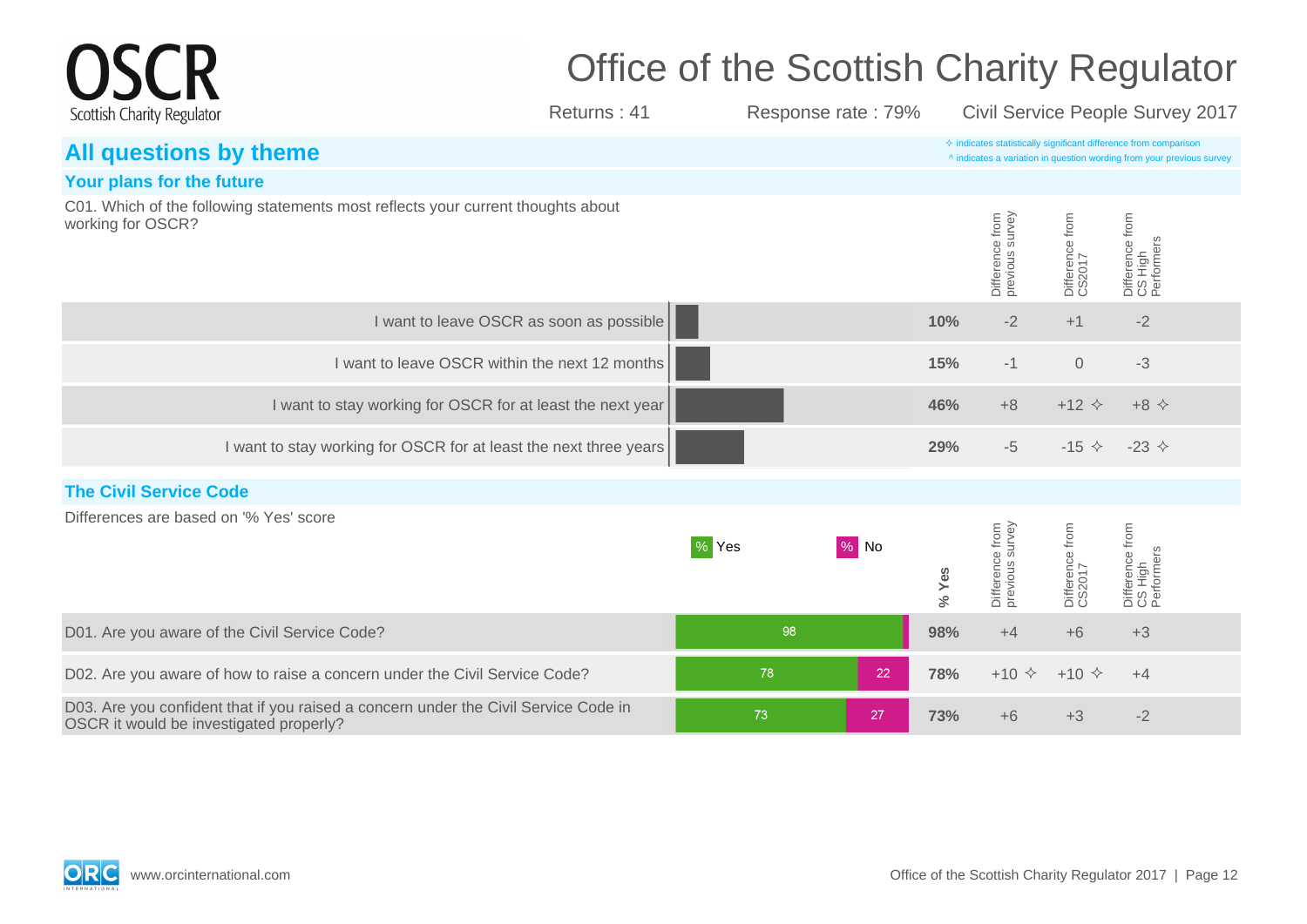# Office of the Scottish Charity Regulator

Returns : 41 | Response rate : 79% | Civil Service People Survey 2017

## All questions by theme

✧ indicates statistically significant difference from comparison
^ indicates a variation in question wording from your previous survey

### Your plans for the future

C01. Which of the following statements most reflects your current thoughts about working for OSCR?

| Statement | % | Difference from previous survey | Difference from CS2017 | Difference from CS High Performers |
|---|---|---|---|---|
| I want to leave OSCR as soon as possible | 10% | -2 | +1 | -2 |
| I want to leave OSCR within the next 12 months | 15% | -1 | 0 | -3 |
| I want to stay working for OSCR for at least the next year | 46% | +8 | +12 ✧ | +8 ✧ |
| I want to stay working for OSCR for at least the next three years | 29% | -5 | -15 ✧ | -23 ✧ |

### The Civil Service Code

Differences are based on '% Yes' score

| Question | % Yes (bar) | % No (bar) | % Yes | Difference from previous survey | Difference from CS2017 | Difference from CS High Performers |
|---|---|---|---|---|---|---|
| D01. Are you aware of the Civil Service Code? | 98 | | 98% | +4 | +6 | +3 |
| D02. Are you aware of how to raise a concern under the Civil Service Code? | 78 | 22 | 78% | +10 ✧ | +10 ✧ | +4 |
| D03. Are you confident that if you raised a concern under the Civil Service Code in OSCR it would be investigated properly? | 73 | 27 | 73% | +6 | +3 | -2 |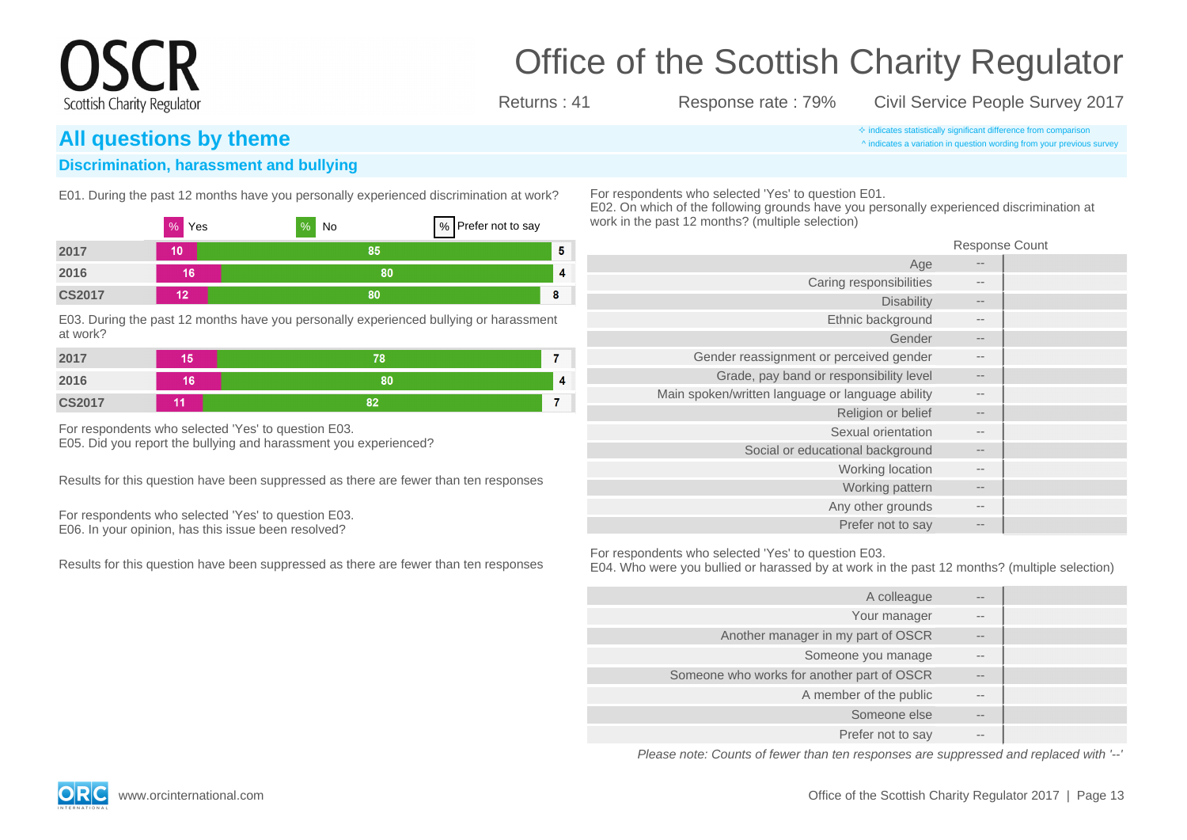# Office of the Scottish Charity Regulator

Returns : 41 Response rate : 79% Civil Service People Survey 2017

## All questions by theme

✧ indicates statistically significant difference from comparison
^ indicates a variation in question wording from your previous survey

### Discrimination, harassment and bullying

E01. During the past 12 months have you personally experienced discrimination at work?

| | % Yes | % No | % Prefer not to say |
|---|---|---|---|
| 2017 | 10 | 85 | 5 |
| 2016 | 16 | 80 | 4 |
| CS2017 | 12 | 80 | 8 |

E03. During the past 12 months have you personally experienced bullying or harassment at work?

| | % Yes | % No | % Prefer not to say |
|---|---|---|---|
| 2017 | 15 | 78 | 7 |
| 2016 | 16 | 80 | 4 |
| CS2017 | 11 | 82 | 7 |

For respondents who selected 'Yes' to question E03.
E05. Did you report the bullying and harassment you experienced?

Results for this question have been suppressed as there are fewer than ten responses

For respondents who selected 'Yes' to question E03.
E06. In your opinion, has this issue been resolved?

Results for this question have been suppressed as there are fewer than ten responses

For respondents who selected 'Yes' to question E01.
E02. On which of the following grounds have you personally experienced discrimination at work in the past 12 months? (multiple selection)

| | Response Count |
|---|---|
| Age | -- |
| Caring responsibilities | -- |
| Disability | -- |
| Ethnic background | -- |
| Gender | -- |
| Gender reassignment or perceived gender | -- |
| Grade, pay band or responsibility level | -- |
| Main spoken/written language or language ability | -- |
| Religion or belief | -- |
| Sexual orientation | -- |
| Social or educational background | -- |
| Working location | -- |
| Working pattern | -- |
| Any other grounds | -- |
| Prefer not to say | -- |

For respondents who selected 'Yes' to question E03.
E04. Who were you bullied or harassed by at work in the past 12 months? (multiple selection)

| | Response Count |
|---|---|
| A colleague | -- |
| Your manager | -- |
| Another manager in my part of OSCR | -- |
| Someone you manage | -- |
| Someone who works for another part of OSCR | -- |
| A member of the public | -- |
| Someone else | -- |
| Prefer not to say | -- |

*Please note: Counts of fewer than ten responses are suppressed and replaced with '--'*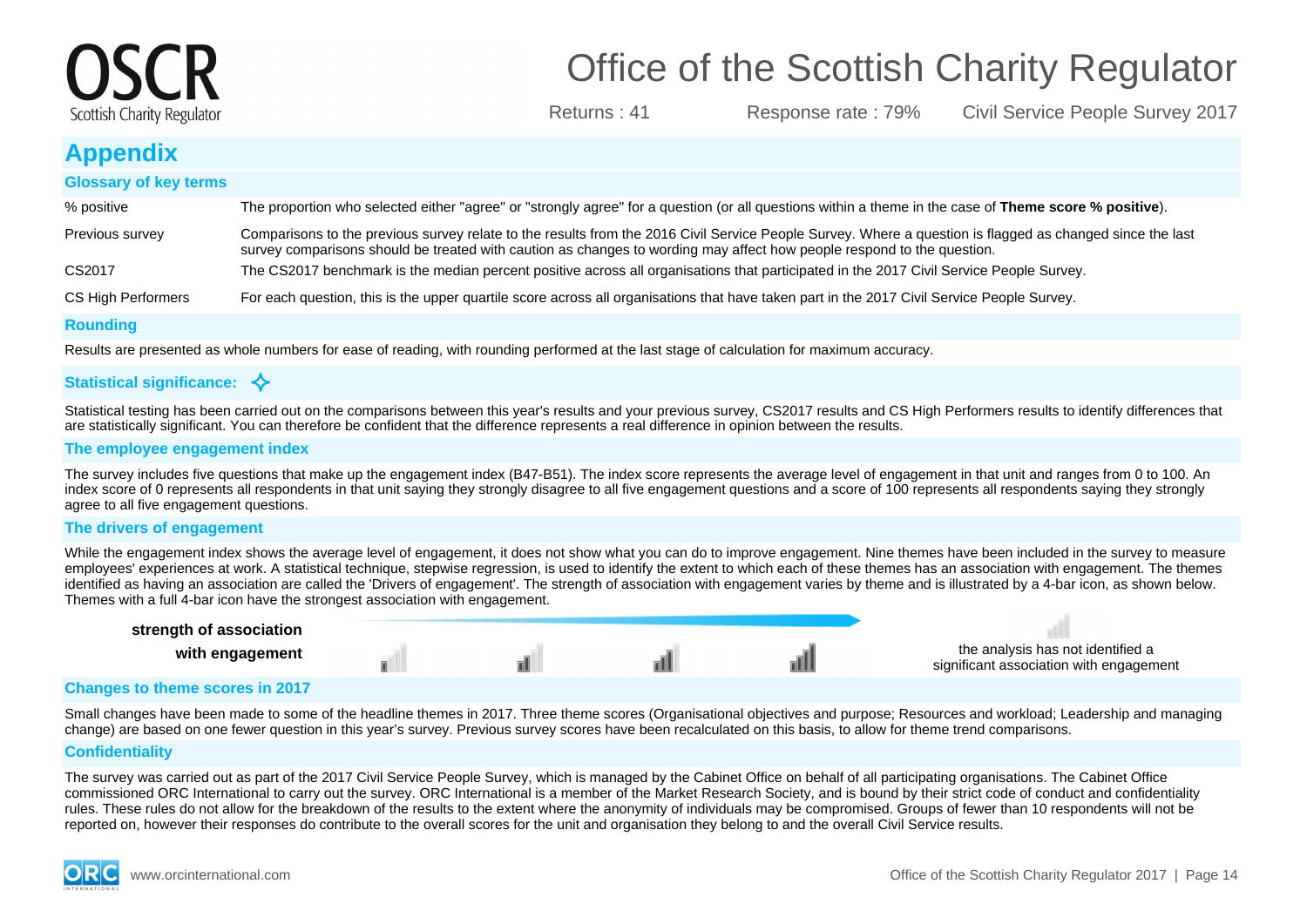# Office of the Scottish Charity Regulator

Returns : 41 Response rate : 79% Civil Service People Survey 2017

## Appendix

### Glossary of key terms

| | |
|---|---|
| % positive | The proportion who selected either "agree" or "strongly agree" for a question (or all questions within a theme in the case of **Theme score % positive**). |
| Previous survey | Comparisons to the previous survey relate to the results from the 2016 Civil Service People Survey. Where a question is flagged as changed since the last survey comparisons should be treated with caution as changes to wording may affect how people respond to the question. |
| CS2017 | The CS2017 benchmark is the median percent positive across all organisations that participated in the 2017 Civil Service People Survey. |
| CS High Performers | For each question, this is the upper quartile score across all organisations that have taken part in the 2017 Civil Service People Survey. |

### Rounding

Results are presented as whole numbers for ease of reading, with rounding performed at the last stage of calculation for maximum accuracy.

### Statistical significance: ✧

Statistical testing has been carried out on the comparisons between this year's results and your previous survey, CS2017 results and CS High Performers results to identify differences that are statistically significant. You can therefore be confident that the difference represents a real difference in opinion between the results.

### The employee engagement index

The survey includes five questions that make up the engagement index (B47-B51). The index score represents the average level of engagement in that unit and ranges from 0 to 100. An index score of 0 represents all respondents in that unit saying they strongly disagree to all five engagement questions and a score of 100 represents all respondents saying they strongly agree to all five engagement questions.

### The drivers of engagement

While the engagement index shows the average level of engagement, it does not show what you can do to improve engagement. Nine themes have been included in the survey to measure employees' experiences at work. A statistical technique, stepwise regression, is used to identify the extent to which each of these themes has an association with engagement. The themes identified as having an association are called the 'Drivers of engagement'. The strength of association with engagement varies by theme and is illustrated by a 4-bar icon, as shown below. Themes with a full 4-bar icon have the strongest association with engagement.

**strength of association with engagement**

the analysis has not identified a significant association with engagement

### Changes to theme scores in 2017

Small changes have been made to some of the headline themes in 2017. Three theme scores (Organisational objectives and purpose; Resources and workload; Leadership and managing change) are based on one fewer question in this year's survey. Previous survey scores have been recalculated on this basis, to allow for theme trend comparisons.

### Confidentiality

The survey was carried out as part of the 2017 Civil Service People Survey, which is managed by the Cabinet Office on behalf of all participating organisations. The Cabinet Office commissioned ORC International to carry out the survey. ORC International is a member of the Market Research Society, and is bound by their strict code of conduct and confidentiality rules. These rules do not allow for the breakdown of the results to the extent where the anonymity of individuals may be compromised. Groups of fewer than 10 respondents will not be reported on, however their responses do contribute to the overall scores for the unit and organisation they belong to and the overall Civil Service results.